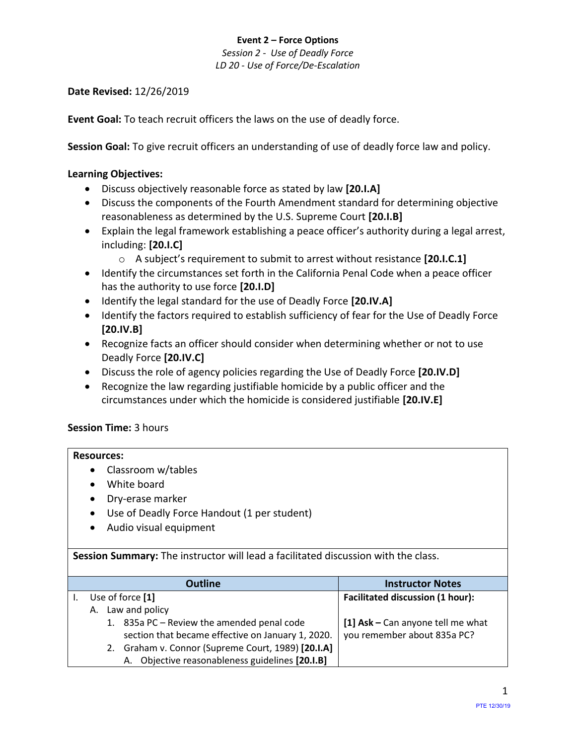**Event 2 – Force Options**

*Session 2 - Use of Deadly Force*

*LD 20 - Use of Force/De-Escalation*

**Date Revised:** 12/26/2019

**Event Goal:** To teach recruit officers the laws on the use of deadly force.

**Session Goal:** To give recruit officers an understanding of use of deadly force law and policy.

**Learning Objectives:**

- Discuss objectively reasonable force as stated by law **[20.I.A]**
- Discuss the components of the Fourth Amendment standard for determining objective reasonableness as determined by the U.S. Supreme Court **[20.I.B]**
- Explain the legal framework establishing a peace officer's authority during a legal arrest, including: **[20.I.C]**
  - A subject's requirement to submit to arrest without resistance **[20.I.C.1]**
- Identify the circumstances set forth in the California Penal Code when a peace officer has the authority to use force **[20.I.D]**
- Identify the legal standard for the use of Deadly Force **[20.IV.A]**
- Identify the factors required to establish sufficiency of fear for the Use of Deadly Force **[20.IV.B]**
- Recognize facts an officer should consider when determining whether or not to use Deadly Force **[20.IV.C]**
- Discuss the role of agency policies regarding the Use of Deadly Force **[20.IV.D]**
- Recognize the law regarding justifiable homicide by a public officer and the circumstances under which the homicide is considered justifiable **[20.IV.E]**

**Session Time:** 3 hours

**Resources:**

- Classroom w/tables
- White board
- Dry-erase marker
- Use of Deadly Force Handout (1 per student)
- Audio visual equipment

**Session Summary:** The instructor will lead a facilitated discussion with the class.

| Outline | Instructor Notes |
|---|---|
| I. Use of force **[1]**<br>A. Law and policy<br>1. 835a PC – Review the amended penal code section that became effective on January 1, 2020.<br>2. Graham v. Connor (Supreme Court, 1989) **[20.I.A]**<br>A. Objective reasonableness guidelines **[20.I.B]** | **Facilitated discussion (1 hour):**<br><br>**[1] Ask –** Can anyone tell me what you remember about 835a PC? |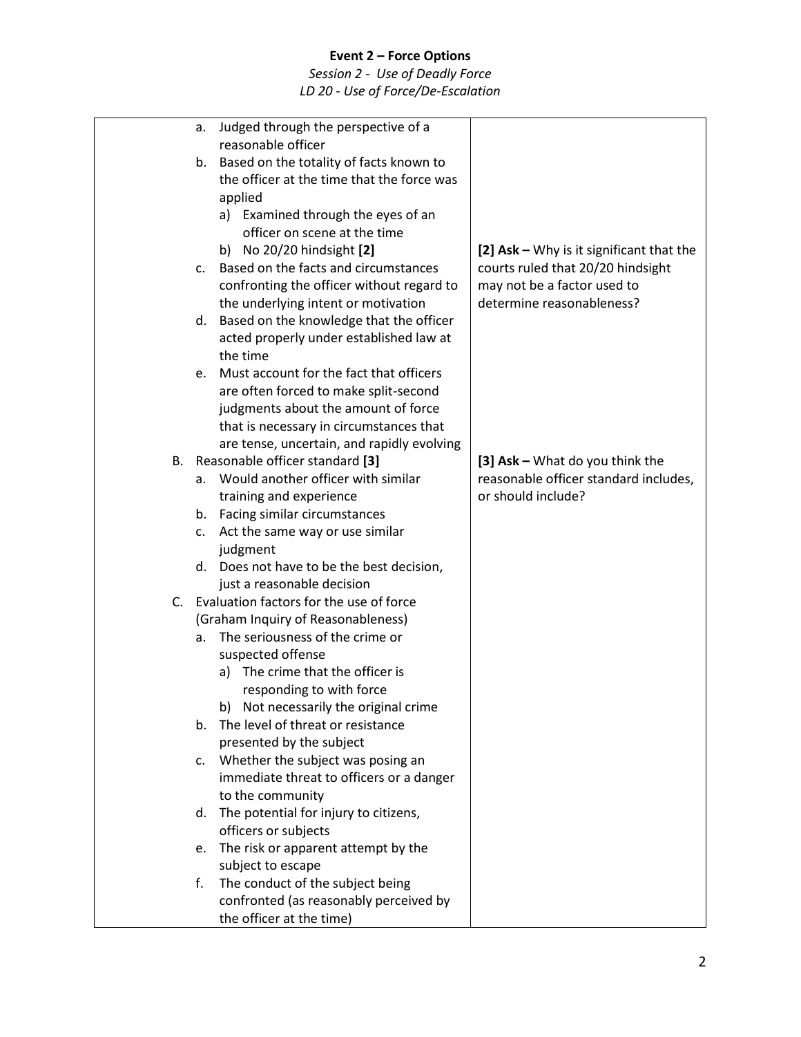**Event 2 – Force Options**

*Session 2 - Use of Deadly Force*

*LD 20 - Use of Force/De-Escalation*

| | |
|---|---|
| a. Judged through the perspective of a reasonable officer<br>b. Based on the totality of facts known to the officer at the time that the force was applied<br>&nbsp;&nbsp;&nbsp;&nbsp;a) Examined through the eyes of an officer on scene at the time<br>&nbsp;&nbsp;&nbsp;&nbsp;b) No 20/20 hindsight **[2]**<br>c. Based on the facts and circumstances confronting the officer without regard to the underlying intent or motivation<br>d. Based on the knowledge that the officer acted properly under established law at the time<br>e. Must account for the fact that officers are often forced to make split-second judgments about the amount of force that is necessary in circumstances that are tense, uncertain, and rapidly evolving | **[2] Ask –** Why is it significant that the courts ruled that 20/20 hindsight may not be a factor used to determine reasonableness? |
| B. Reasonable officer standard **[3]**<br>&nbsp;&nbsp;&nbsp;&nbsp;a. Would another officer with similar training and experience<br>&nbsp;&nbsp;&nbsp;&nbsp;b. Facing similar circumstances<br>&nbsp;&nbsp;&nbsp;&nbsp;c. Act the same way or use similar judgment<br>&nbsp;&nbsp;&nbsp;&nbsp;d. Does not have to be the best decision, just a reasonable decision | **[3] Ask –** What do you think the reasonable officer standard includes, or should include? |
| C. Evaluation factors for the use of force (Graham Inquiry of Reasonableness)<br>&nbsp;&nbsp;&nbsp;&nbsp;a. The seriousness of the crime or suspected offense<br>&nbsp;&nbsp;&nbsp;&nbsp;&nbsp;&nbsp;&nbsp;&nbsp;a) The crime that the officer is responding to with force<br>&nbsp;&nbsp;&nbsp;&nbsp;&nbsp;&nbsp;&nbsp;&nbsp;b) Not necessarily the original crime<br>&nbsp;&nbsp;&nbsp;&nbsp;b. The level of threat or resistance presented by the subject<br>&nbsp;&nbsp;&nbsp;&nbsp;c. Whether the subject was posing an immediate threat to officers or a danger to the community<br>&nbsp;&nbsp;&nbsp;&nbsp;d. The potential for injury to citizens, officers or subjects<br>&nbsp;&nbsp;&nbsp;&nbsp;e. The risk or apparent attempt by the subject to escape<br>&nbsp;&nbsp;&nbsp;&nbsp;f. The conduct of the subject being confronted (as reasonably perceived by the officer at the time) | |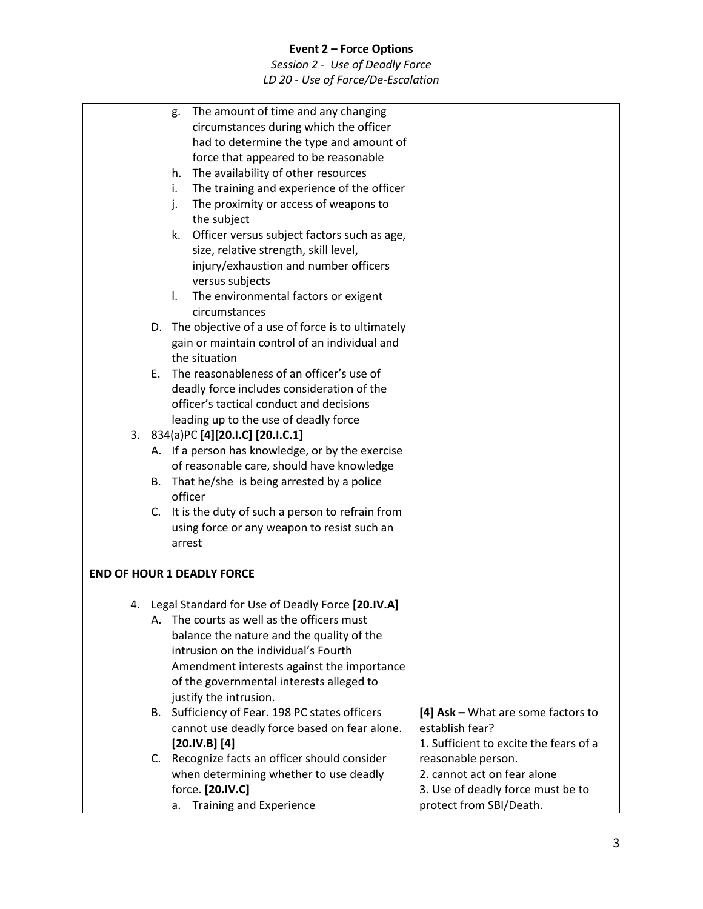g. The amount of time and any changing circumstances during which the officer had to determine the type and amount of force that appeared to be reasonable
h. The availability of other resources
i. The training and experience of the officer
j. The proximity or access of weapons to the subject
k. Officer versus subject factors such as age, size, relative strength, skill level, injury/exhaustion and number officers versus subjects
l. The environmental factors or exigent circumstances

D. The objective of a use of force is to ultimately gain or maintain control of an individual and the situation

E. The reasonableness of an officer's use of deadly force includes consideration of the officer's tactical conduct and decisions leading up to the use of deadly force

3. 834(a)PC **[4][20.I.C] [20.I.C.1]**
   A. If a person has knowledge, or by the exercise of reasonable care, should have knowledge
   B. That he/she is being arrested by a police officer
   C. It is the duty of such a person to refrain from using force or any weapon to resist such an arrest

**END OF HOUR 1 DEADLY FORCE**

4. Legal Standard for Use of Deadly Force **[20.IV.A]**
   A. The courts as well as the officers must balance the nature and the quality of the intrusion on the individual's Fourth Amendment interests against the importance of the governmental interests alleged to justify the intrusion.
   B. Sufficiency of Fear. 198 PC states officers cannot use deadly force based on fear alone. **[20.IV.B] [4]**
   C. Recognize facts an officer should consider when determining whether to use deadly force. **[20.IV.C]**
      a. Training and Experience

**[4] Ask –** What are some factors to establish fear?
1. Sufficient to excite the fears of a reasonable person.
2. cannot act on fear alone
3. Use of deadly force must be to protect from SBI/Death.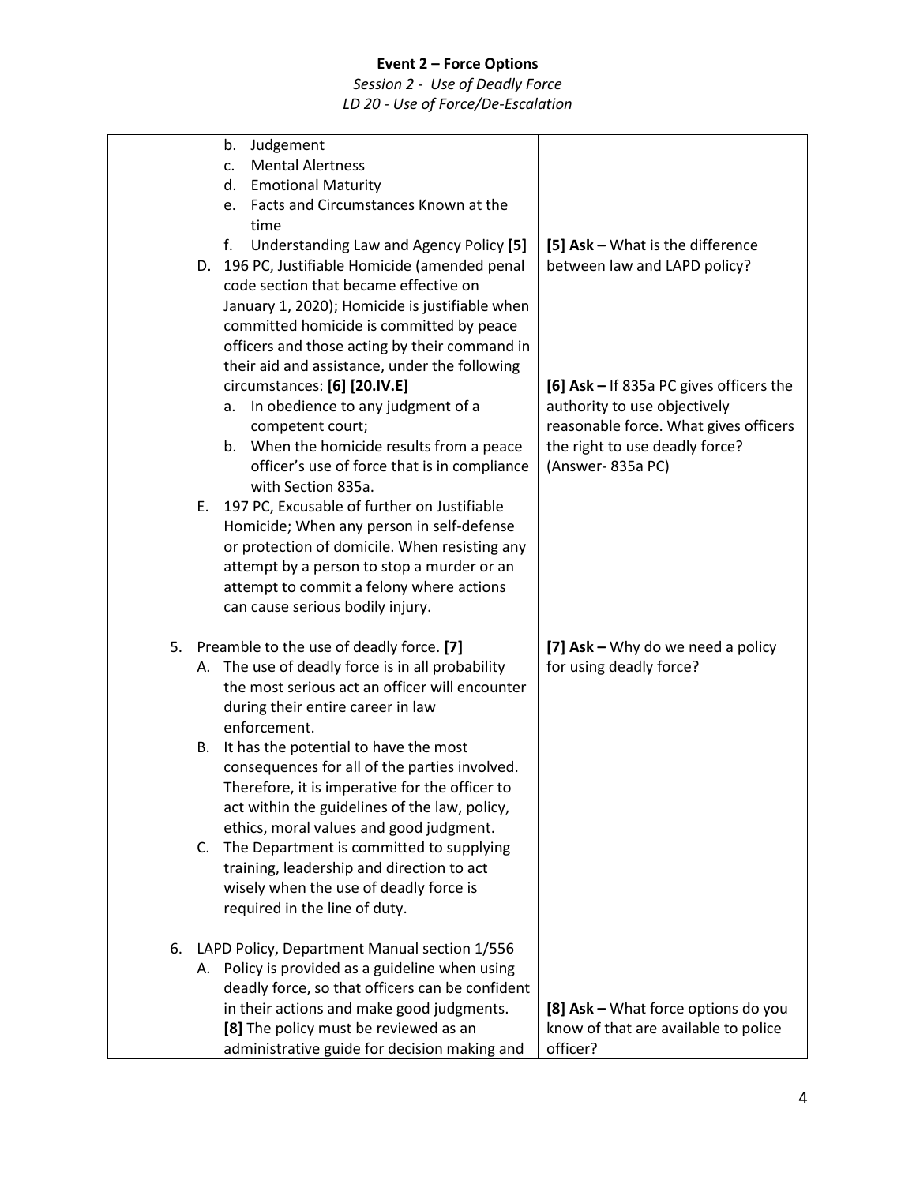**Event 2 – Force Options**

*Session 2 - Use of Deadly Force*

*LD 20 - Use of Force/De-Escalation*

| | |
|---|---|
| b. Judgement<br>c. Mental Alertness<br>d. Emotional Maturity<br>e. Facts and Circumstances Known at the time<br>f. Understanding Law and Agency Policy **[5]** | **[5] Ask –** What is the difference between law and LAPD policy? |
| D. 196 PC, Justifiable Homicide (amended penal code section that became effective on January 1, 2020); Homicide is justifiable when committed homicide is committed by peace officers and those acting by their command in their aid and assistance, under the following circumstances: **[6] [20.IV.E]**<br>a. In obedience to any judgment of a competent court;<br>b. When the homicide results from a peace officer's use of force that is in compliance with Section 835a.<br>E. 197 PC, Excusable of further on Justifiable Homicide; When any person in self-defense or protection of domicile. When resisting any attempt by a person to stop a murder or an attempt to commit a felony where actions can cause serious bodily injury. | **[6] Ask –** If 835a PC gives officers the authority to use objectively reasonable force. What gives officers the right to use deadly force? (Answer- 835a PC) |
| 5. Preamble to the use of deadly force. **[7]**<br>A. The use of deadly force is in all probability the most serious act an officer will encounter during their entire career in law enforcement.<br>B. It has the potential to have the most consequences for all of the parties involved. Therefore, it is imperative for the officer to act within the guidelines of the law, policy, ethics, moral values and good judgment.<br>C. The Department is committed to supplying training, leadership and direction to act wisely when the use of deadly force is required in the line of duty. | **[7] Ask –** Why do we need a policy for using deadly force? |
| 6. LAPD Policy, Department Manual section 1/556<br>A. Policy is provided as a guideline when using deadly force, so that officers can be confident in their actions and make good judgments. **[8]** The policy must be reviewed as an administrative guide for decision making and | **[8] Ask –** What force options do you know of that are available to police officer? |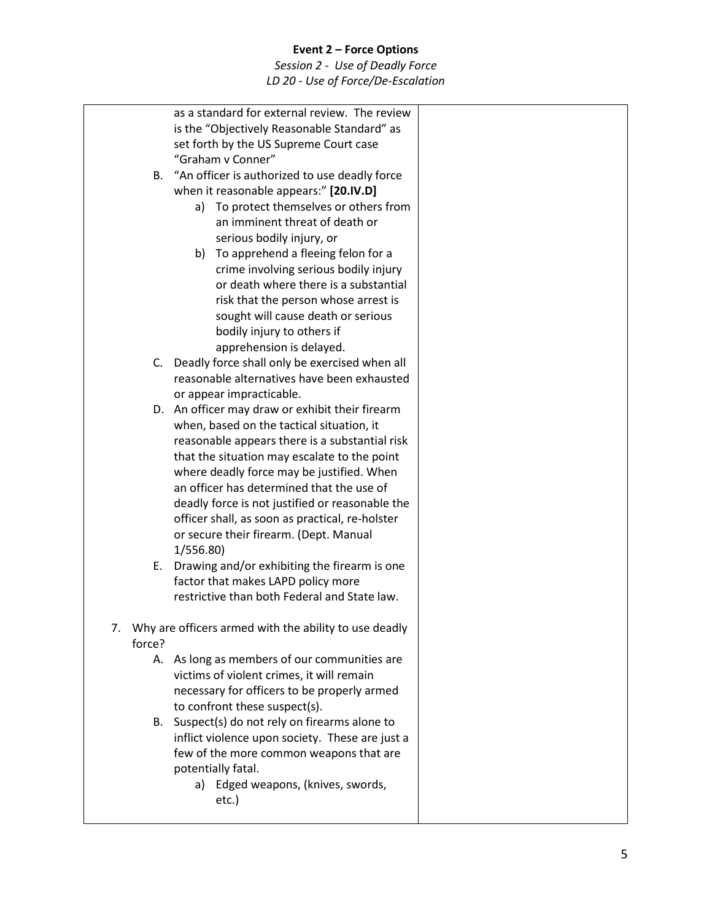as a standard for external review. The review is the "Objectively Reasonable Standard" as set forth by the US Supreme Court case "Graham v Conner"

B. "An officer is authorized to use deadly force when it reasonable appears:" **[20.IV.D]**
   a) To protect themselves or others from an imminent threat of death or serious bodily injury, or
   b) To apprehend a fleeing felon for a crime involving serious bodily injury or death where there is a substantial risk that the person whose arrest is sought will cause death or serious bodily injury to others if apprehension is delayed.

C. Deadly force shall only be exercised when all reasonable alternatives have been exhausted or appear impracticable.

D. An officer may draw or exhibit their firearm when, based on the tactical situation, it reasonable appears there is a substantial risk that the situation may escalate to the point where deadly force may be justified. When an officer has determined that the use of deadly force is not justified or reasonable the officer shall, as soon as practical, re-holster or secure their firearm. (Dept. Manual 1/556.80)

E. Drawing and/or exhibiting the firearm is one factor that makes LAPD policy more restrictive than both Federal and State law.

7. Why are officers armed with the ability to use deadly force?
   A. As long as members of our communities are victims of violent crimes, it will remain necessary for officers to be properly armed to confront these suspect(s).
   B. Suspect(s) do not rely on firearms alone to inflict violence upon society. These are just a few of the more common weapons that are potentially fatal.
      a) Edged weapons, (knives, swords, etc.)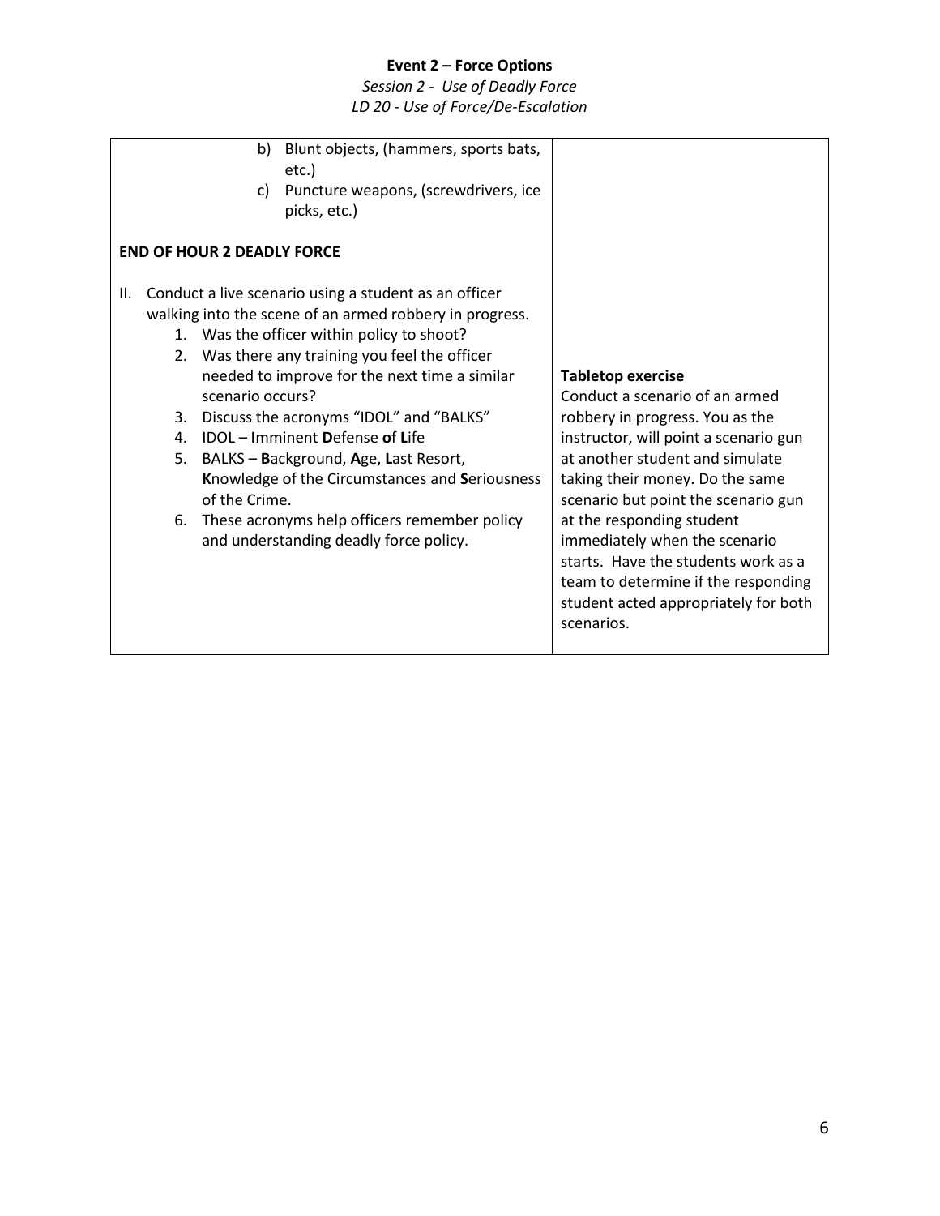| | |
|---|---|
| b) Blunt objects, (hammers, sports bats, etc.)<br>c) Puncture weapons, (screwdrivers, ice picks, etc.)<br><br>**END OF HOUR 2 DEADLY FORCE**<br><br>II. Conduct a live scenario using a student as an officer walking into the scene of an armed robbery in progress.<br>1. Was the officer within policy to shoot?<br>2. Was there any training you feel the officer needed to improve for the next time a similar scenario occurs?<br>3. Discuss the acronyms "IDOL" and "BALKS"<br>4. IDOL – **I**mminent **D**efense **o**f **L**ife<br>5. BALKS – **B**ackground, **A**ge, **L**ast Resort, **K**nowledge of the Circumstances and **S**eriousness of the Crime.<br>6. These acronyms help officers remember policy and understanding deadly force policy. | **Tabletop exercise**<br>Conduct a scenario of an armed robbery in progress. You as the instructor, will point a scenario gun at another student and simulate taking their money. Do the same scenario but point the scenario gun at the responding student immediately when the scenario starts. Have the students work as a team to determine if the responding student acted appropriately for both scenarios. |